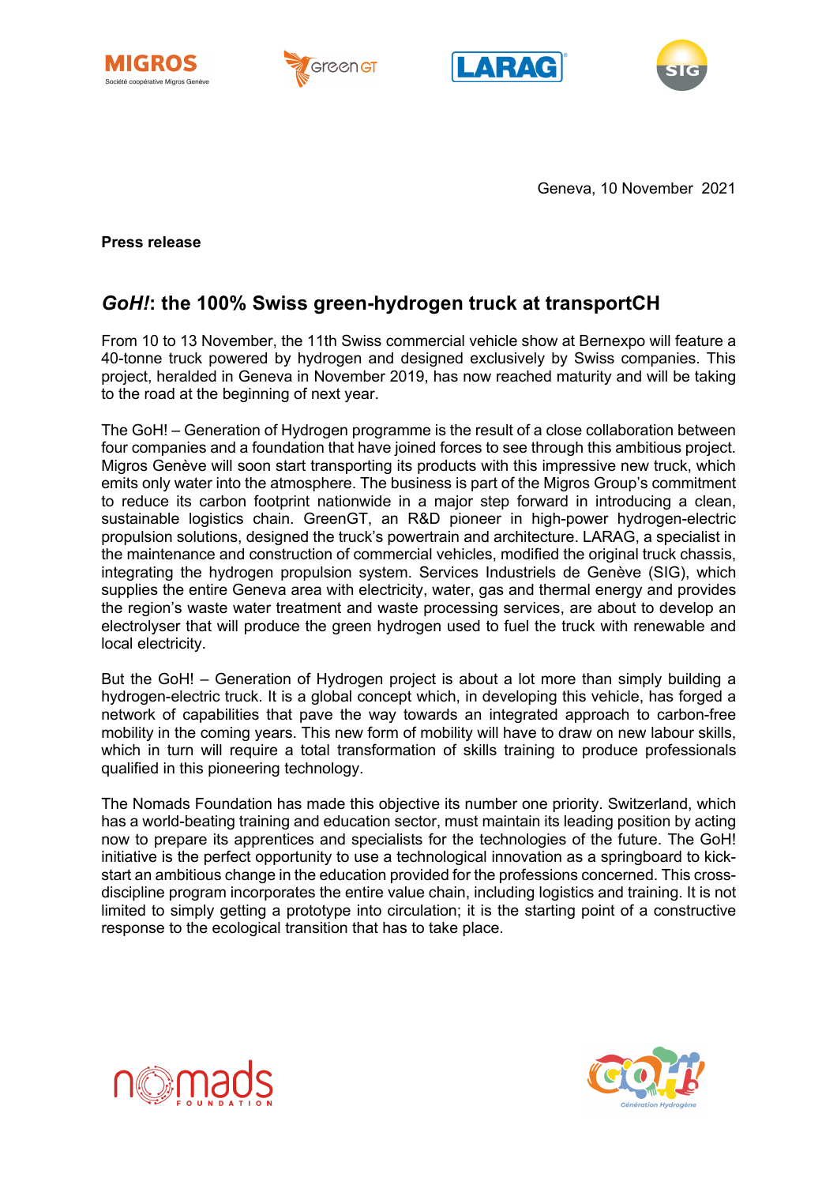Geneva, 10 November 2021

**Press release**

## *GoH!*: the 100% Swiss green-hydrogen truck at transportCH

From 10 to 13 November, the 11th Swiss commercial vehicle show at Bernexpo will feature a 40-tonne truck powered by hydrogen and designed exclusively by Swiss companies. This project, heralded in Geneva in November 2019, has now reached maturity and will be taking to the road at the beginning of next year.

The GoH! – Generation of Hydrogen programme is the result of a close collaboration between four companies and a foundation that have joined forces to see through this ambitious project. Migros Genève will soon start transporting its products with this impressive new truck, which emits only water into the atmosphere. The business is part of the Migros Group's commitment to reduce its carbon footprint nationwide in a major step forward in introducing a clean, sustainable logistics chain. GreenGT, an R&D pioneer in high-power hydrogen-electric propulsion solutions, designed the truck's powertrain and architecture. LARAG, a specialist in the maintenance and construction of commercial vehicles, modified the original truck chassis, integrating the hydrogen propulsion system. Services Industriels de Genève (SIG), which supplies the entire Geneva area with electricity, water, gas and thermal energy and provides the region's waste water treatment and waste processing services, are about to develop an electrolyser that will produce the green hydrogen used to fuel the truck with renewable and local electricity.

But the GoH! – Generation of Hydrogen project is about a lot more than simply building a hydrogen-electric truck. It is a global concept which, in developing this vehicle, has forged a network of capabilities that pave the way towards an integrated approach to carbon-free mobility in the coming years. This new form of mobility will have to draw on new labour skills, which in turn will require a total transformation of skills training to produce professionals qualified in this pioneering technology.

The Nomads Foundation has made this objective its number one priority. Switzerland, which has a world-beating training and education sector, must maintain its leading position by acting now to prepare its apprentices and specialists for the technologies of the future. The GoH! initiative is the perfect opportunity to use a technological innovation as a springboard to kick-start an ambitious change in the education provided for the professions concerned. This cross-discipline program incorporates the entire value chain, including logistics and training. It is not limited to simply getting a prototype into circulation; it is the starting point of a constructive response to the ecological transition that has to take place.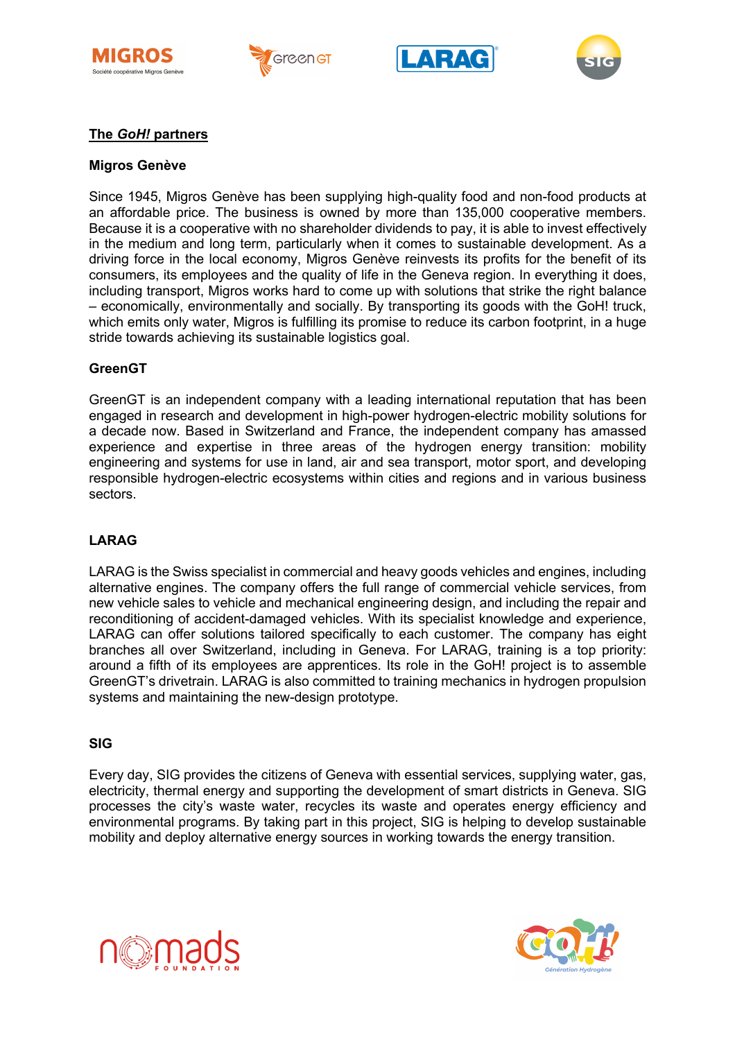## The *GoH!* partners

### Migros Genève

Since 1945, Migros Genève has been supplying high-quality food and non-food products at an affordable price. The business is owned by more than 135,000 cooperative members. Because it is a cooperative with no shareholder dividends to pay, it is able to invest effectively in the medium and long term, particularly when it comes to sustainable development. As a driving force in the local economy, Migros Genève reinvests its profits for the benefit of its consumers, its employees and the quality of life in the Geneva region. In everything it does, including transport, Migros works hard to come up with solutions that strike the right balance – economically, environmentally and socially. By transporting its goods with the GoH! truck, which emits only water, Migros is fulfilling its promise to reduce its carbon footprint, in a huge stride towards achieving its sustainable logistics goal.

### GreenGT

GreenGT is an independent company with a leading international reputation that has been engaged in research and development in high-power hydrogen-electric mobility solutions for a decade now. Based in Switzerland and France, the independent company has amassed experience and expertise in three areas of the hydrogen energy transition: mobility engineering and systems for use in land, air and sea transport, motor sport, and developing responsible hydrogen-electric ecosystems within cities and regions and in various business sectors.

### LARAG

LARAG is the Swiss specialist in commercial and heavy goods vehicles and engines, including alternative engines. The company offers the full range of commercial vehicle services, from new vehicle sales to vehicle and mechanical engineering design, and including the repair and reconditioning of accident-damaged vehicles. With its specialist knowledge and experience, LARAG can offer solutions tailored specifically to each customer. The company has eight branches all over Switzerland, including in Geneva. For LARAG, training is a top priority: around a fifth of its employees are apprentices. Its role in the GoH! project is to assemble GreenGT's drivetrain. LARAG is also committed to training mechanics in hydrogen propulsion systems and maintaining the new-design prototype.

### SIG

Every day, SIG provides the citizens of Geneva with essential services, supplying water, gas, electricity, thermal energy and supporting the development of smart districts in Geneva. SIG processes the city's waste water, recycles its waste and operates energy efficiency and environmental programs. By taking part in this project, SIG is helping to develop sustainable mobility and deploy alternative energy sources in working towards the energy transition.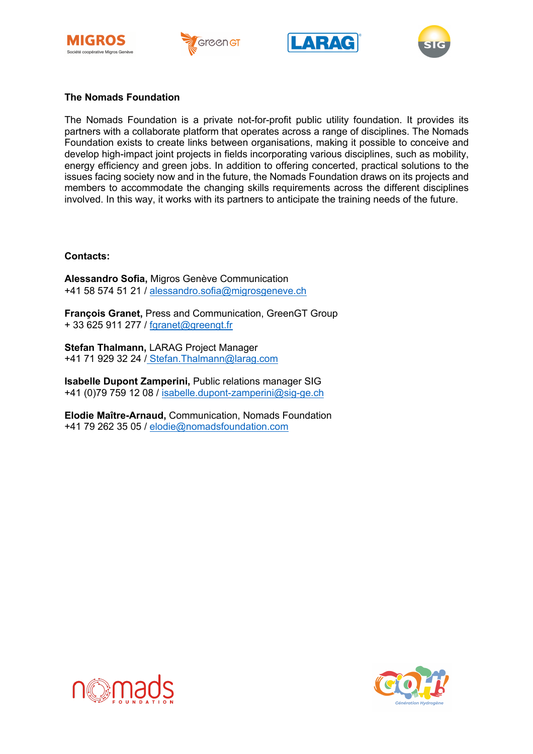### The Nomads Foundation

The Nomads Foundation is a private not-for-profit public utility foundation. It provides its partners with a collaborate platform that operates across a range of disciplines. The Nomads Foundation exists to create links between organisations, making it possible to conceive and develop high-impact joint projects in fields incorporating various disciplines, such as mobility, energy efficiency and green jobs. In addition to offering concerted, practical solutions to the issues facing society now and in the future, the Nomads Foundation draws on its projects and members to accommodate the changing skills requirements across the different disciplines involved. In this way, it works with its partners to anticipate the training needs of the future.

**Contacts:**

**Alessandro Sofia,** Migros Genève Communication
+41 58 574 51 21 / alessandro.sofia@migrosgeneve.ch

**François Granet,** Press and Communication, GreenGT Group
+ 33 625 911 277 / fgranet@greengt.fr

**Stefan Thalmann,** LARAG Project Manager
+41 71 929 32 24 / Stefan.Thalmann@larag.com

**Isabelle Dupont Zamperini,** Public relations manager SIG
+41 (0)79 759 12 08 / isabelle.dupont-zamperini@sig-ge.ch

**Elodie Maître-Arnaud,** Communication, Nomads Foundation
+41 79 262 35 05 / elodie@nomadsfoundation.com